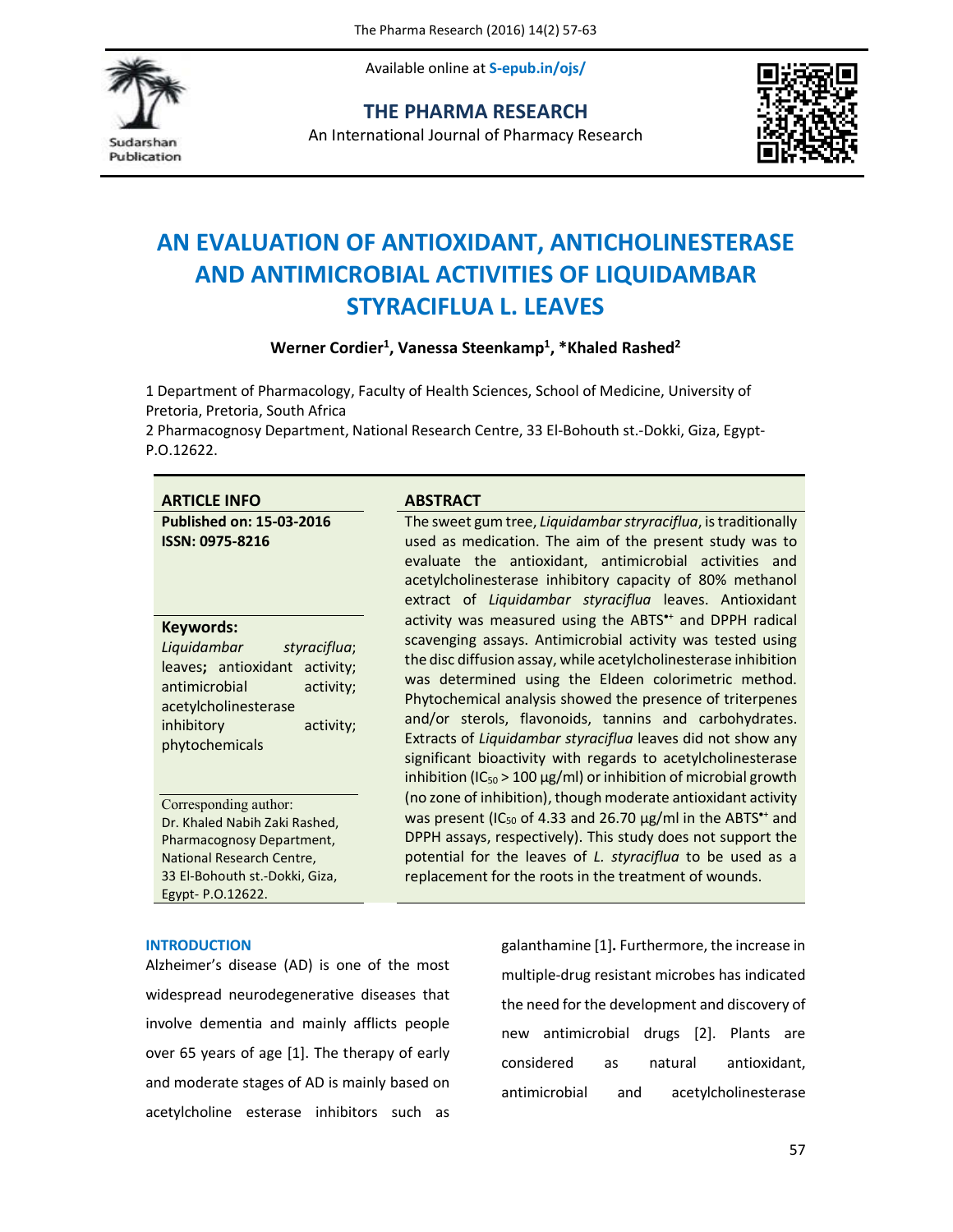Available online at S-epub.in/ojs/

**THE PHARMA RESEARCH**

An International Journal of Pharmacy Research

# AN EVALUATION OF ANTIOXIDANT, ANTICHOLINESTERASE AND ANTIMICROBIAL ACTIVITIES OF LIQUIDAMBAR STYRACIFLUA L. LEAVES

**Werner Cordier[1], Vanessa Steenkamp[1], \*Khaled Rashed[2]**

1 Department of Pharmacology, Faculty of Health Sciences, School of Medicine, University of Pretoria, Pretoria, South Africa

2 Pharmacognosy Department, National Research Centre, 33 El-Bohouth st.-Dokki, Giza, Egypt-P.O.12622.

## ARTICLE INFO

**Published on: 15-03-2016**

**ISSN: 0975-8216**

**Keywords:**

*Liquidambar styraciflua*; leaves**;** antioxidant activity; antimicrobial activity; acetylcholinesterase inhibitory activity; phytochemicals

Corresponding author:
Dr. Khaled Nabih Zaki Rashed,
Pharmacognosy Department,
National Research Centre,
33 El-Bohouth st.-Dokki, Giza,
Egypt- P.O.12622.

## ABSTRACT

The sweet gum tree, *Liquidambar stryraciflua*, is traditionally used as medication. The aim of the present study was to evaluate the antioxidant, antimicrobial activities and acetylcholinesterase inhibitory capacity of 80% methanol extract of *Liquidambar styraciflua* leaves. Antioxidant activity was measured using the $ABTS^{\bullet+}$ and DPPH radical scavenging assays. Antimicrobial activity was tested using the disc diffusion assay, while acetylcholinesterase inhibition was determined using the Eldeen colorimetric method. Phytochemical analysis showed the presence of triterpenes and/or sterols, flavonoids, tannins and carbohydrates. Extracts of *Liquidambar styraciflua* leaves did not show any significant bioactivity with regards to acetylcholinesterase inhibition ($IC_{50}$ > 100 µg/ml) or inhibition of microbial growth (no zone of inhibition), though moderate antioxidant activity was present ($IC_{50}$ of 4.33 and 26.70 µg/ml in the $ABTS^{\bullet+}$ and DPPH assays, respectively). This study does not support the potential for the leaves of *L. styraciflua* to be used as a replacement for the roots in the treatment of wounds.

## INTRODUCTION

Alzheimer's disease (AD) is one of the most widespread neurodegenerative diseases that involve dementia and mainly afflicts people over 65 years of age [1]. The therapy of early and moderate stages of AD is mainly based on acetylcholine esterase inhibitors such as galanthamine [1]**.** Furthermore, the increase in multiple-drug resistant microbes has indicated the need for the development and discovery of new antimicrobial drugs [2]. Plants are considered as natural antioxidant, antimicrobial and acetylcholinesterase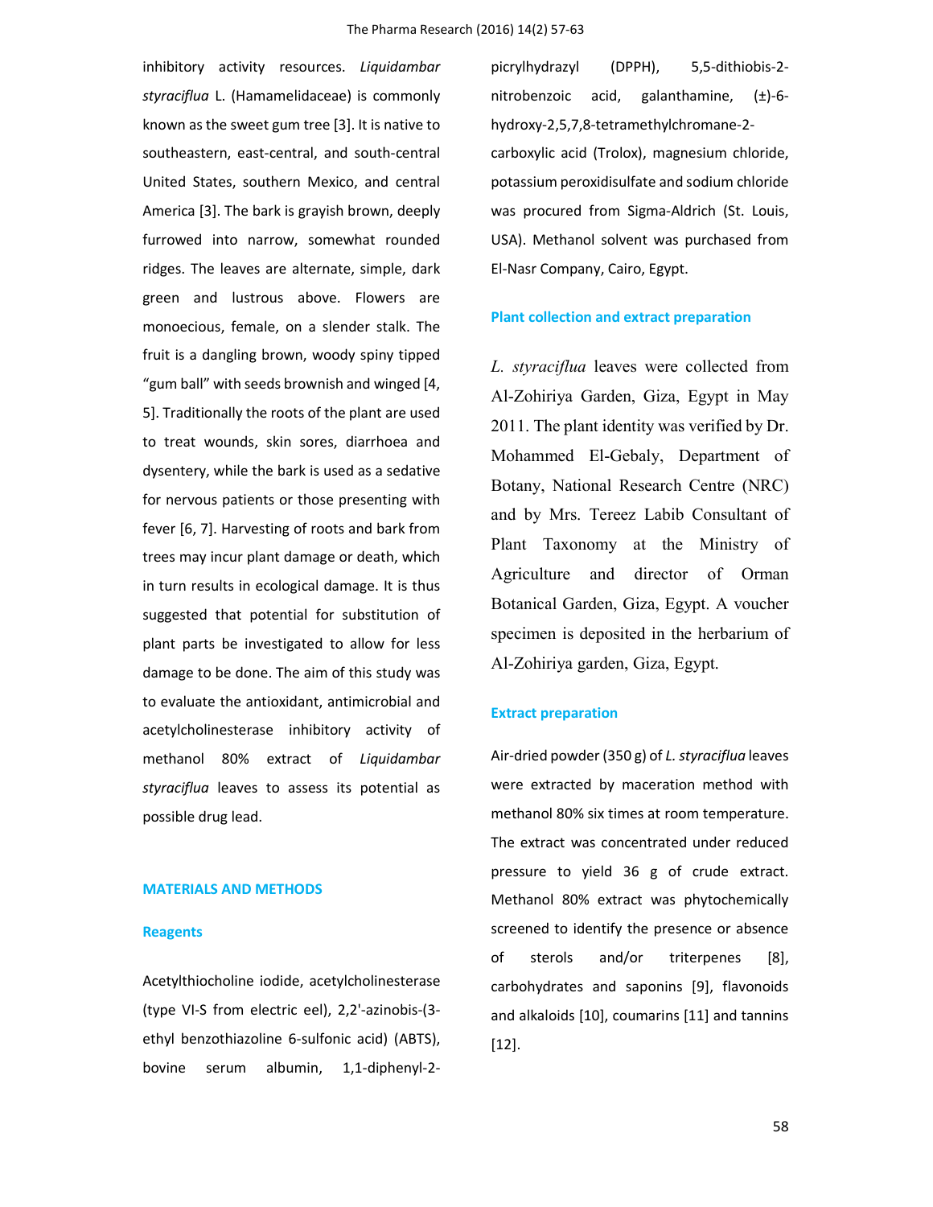inhibitory activity resources. *Liquidambar styraciflua* L. (Hamamelidaceae) is commonly known as the sweet gum tree [3]. It is native to southeastern, east-central, and south-central United States, southern Mexico, and central America [3]. The bark is grayish brown, deeply furrowed into narrow, somewhat rounded ridges. The leaves are alternate, simple, dark green and lustrous above. Flowers are monoecious, female, on a slender stalk. The fruit is a dangling brown, woody spiny tipped "gum ball" with seeds brownish and winged [4, 5]. Traditionally the roots of the plant are used to treat wounds, skin sores, diarrhoea and dysentery, while the bark is used as a sedative for nervous patients or those presenting with fever [6, 7]. Harvesting of roots and bark from trees may incur plant damage or death, which in turn results in ecological damage. It is thus suggested that potential for substitution of plant parts be investigated to allow for less damage to be done. The aim of this study was to evaluate the antioxidant, antimicrobial and acetylcholinesterase inhibitory activity of methanol 80% extract of *Liquidambar styraciflua* leaves to assess its potential as possible drug lead.

## MATERIALS AND METHODS

### Reagents

Acetylthiocholine iodide, acetylcholinesterase (type VI-S from electric eel), 2,2'-azinobis-(3-ethyl benzothiazoline 6-sulfonic acid) (ABTS), bovine serum albumin, 1,1-diphenyl-2-picrylhydrazyl (DPPH), 5,5-dithiobis-2-nitrobenzoic acid, galanthamine, (±)-6-hydroxy-2,5,7,8-tetramethylchromane-2-carboxylic acid (Trolox), magnesium chloride, potassium peroxidisulfate and sodium chloride was procured from Sigma-Aldrich (St. Louis, USA). Methanol solvent was purchased from El-Nasr Company, Cairo, Egypt.

### Plant collection and extract preparation

*L. styraciflua* leaves were collected from Al-Zohiriya Garden, Giza, Egypt in May 2011. The plant identity was verified by Dr. Mohammed El-Gebaly, Department of Botany, National Research Centre (NRC) and by Mrs. Tereez Labib Consultant of Plant Taxonomy at the Ministry of Agriculture and director of Orman Botanical Garden, Giza, Egypt. A voucher specimen is deposited in the herbarium of Al-Zohiriya garden, Giza, Egypt.

### Extract preparation

Air-dried powder (350 g) of *L. styraciflua* leaves were extracted by maceration method with methanol 80% six times at room temperature. The extract was concentrated under reduced pressure to yield 36 g of crude extract. Methanol 80% extract was phytochemically screened to identify the presence or absence of sterols and/or triterpenes [8], carbohydrates and saponins [9], flavonoids and alkaloids [10], coumarins [11] and tannins [12].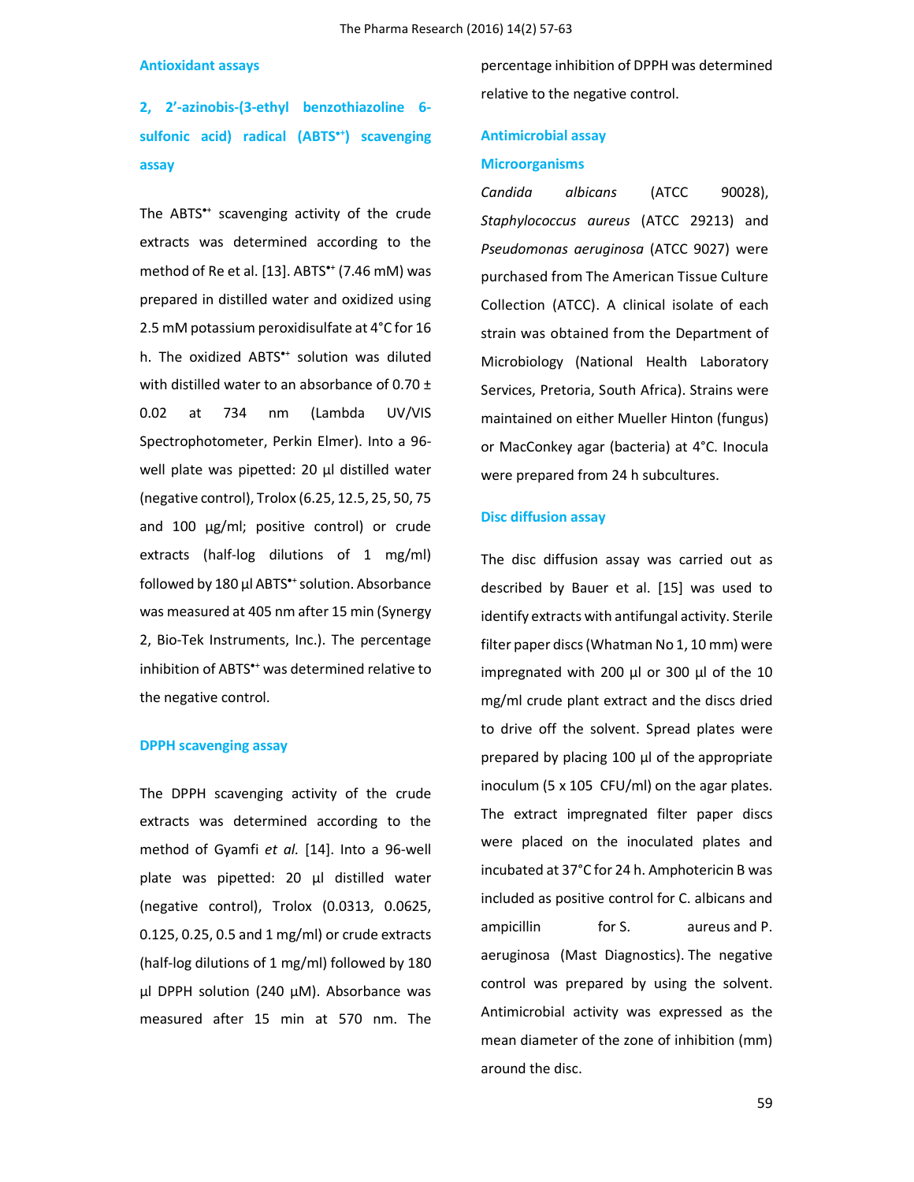### Antioxidant assays

### 2, 2'-azinobis-(3-ethyl benzothiazoline 6-sulfonic acid) radical ($ABTS^{•+}$) scavenging assay

The $ABTS^{•+}$ scavenging activity of the crude extracts was determined according to the method of Re et al. [13]. $ABTS^{•+}$ (7.46 mM) was prepared in distilled water and oxidized using 2.5 mM potassium peroxidisulfate at 4°C for 16 h. The oxidized $ABTS^{•+}$ solution was diluted with distilled water to an absorbance of 0.70 ± 0.02 at 734 nm (Lambda UV/VIS Spectrophotometer, Perkin Elmer). Into a 96-well plate was pipetted: 20 µl distilled water (negative control), Trolox (6.25, 12.5, 25, 50, 75 and 100 µg/ml; positive control) or crude extracts (half-log dilutions of 1 mg/ml) followed by 180 µl $ABTS^{•+}$ solution. Absorbance was measured at 405 nm after 15 min (Synergy 2, Bio-Tek Instruments, Inc.). The percentage inhibition of $ABTS^{•+}$ was determined relative to the negative control.

### DPPH scavenging assay

The DPPH scavenging activity of the crude extracts was determined according to the method of Gyamfi *et al.* [14]. Into a 96-well plate was pipetted: 20 µl distilled water (negative control), Trolox (0.0313, 0.0625, 0.125, 0.25, 0.5 and 1 mg/ml) or crude extracts (half-log dilutions of 1 mg/ml) followed by 180 µl DPPH solution (240 µM). Absorbance was measured after 15 min at 570 nm. The percentage inhibition of DPPH was determined relative to the negative control.

### Antimicrobial assay

### Microorganisms

*Candida albicans* (ATCC 90028), *Staphylococcus aureus* (ATCC 29213) and *Pseudomonas aeruginosa* (ATCC 9027) were purchased from The American Tissue Culture Collection (ATCC). A clinical isolate of each strain was obtained from the Department of Microbiology (National Health Laboratory Services, Pretoria, South Africa). Strains were maintained on either Mueller Hinton (fungus) or MacConkey agar (bacteria) at 4°C. Inocula were prepared from 24 h subcultures.

### Disc diffusion assay

The disc diffusion assay was carried out as described by Bauer et al. [15] was used to identify extracts with antifungal activity. Sterile filter paper discs (Whatman No 1, 10 mm) were impregnated with 200 µl or 300 µl of the 10 mg/ml crude plant extract and the discs dried to drive off the solvent. Spread plates were prepared by placing 100 µl of the appropriate inoculum (5 x 105 CFU/ml) on the agar plates. The extract impregnated filter paper discs were placed on the inoculated plates and incubated at 37°C for 24 h. Amphotericin B was included as positive control for C. albicans and ampicillin for S. aureus and P. aeruginosa (Mast Diagnostics). The negative control was prepared by using the solvent. Antimicrobial activity was expressed as the mean diameter of the zone of inhibition (mm) around the disc.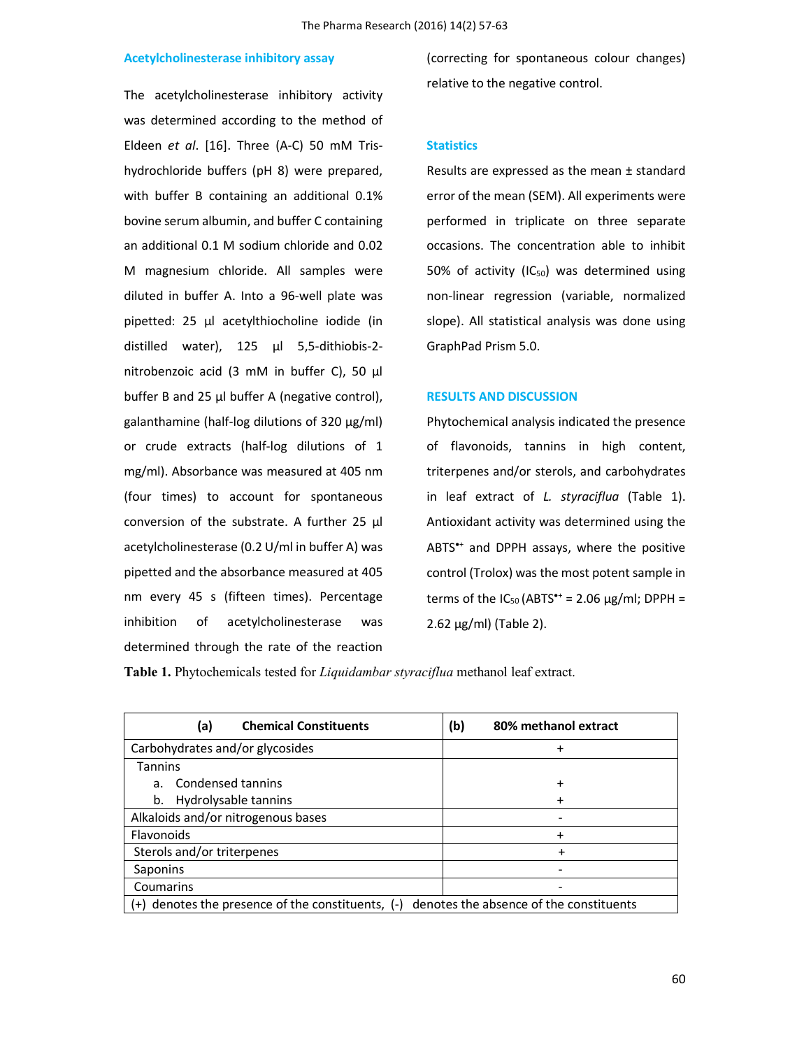### Acetylcholinesterase inhibitory assay

The acetylcholinesterase inhibitory activity was determined according to the method of Eldeen *et al*. [16]. Three (A-C) 50 mM Tris-hydrochloride buffers (pH 8) were prepared, with buffer B containing an additional 0.1% bovine serum albumin, and buffer C containing an additional 0.1 M sodium chloride and 0.02 M magnesium chloride. All samples were diluted in buffer A. Into a 96-well plate was pipetted: 25 µl acetylthiocholine iodide (in distilled water), 125 µl 5,5-dithiobis-2-nitrobenzoic acid (3 mM in buffer C), 50 µl buffer B and 25 µl buffer A (negative control), galanthamine (half-log dilutions of 320 µg/ml) or crude extracts (half-log dilutions of 1 mg/ml). Absorbance was measured at 405 nm (four times) to account for spontaneous conversion of the substrate. A further 25 µl acetylcholinesterase (0.2 U/ml in buffer A) was pipetted and the absorbance measured at 405 nm every 45 s (fifteen times). Percentage inhibition of acetylcholinesterase was determined through the rate of the reaction (correcting for spontaneous colour changes) relative to the negative control.

### Statistics

Results are expressed as the mean ± standard error of the mean (SEM). All experiments were performed in triplicate on three separate occasions. The concentration able to inhibit 50% of activity ($IC_{50}$) was determined using non-linear regression (variable, normalized slope). All statistical analysis was done using GraphPad Prism 5.0.

## RESULTS AND DISCUSSION

Phytochemical analysis indicated the presence of flavonoids, tannins in high content, triterpenes and/or sterols, and carbohydrates in leaf extract of *L. styraciflua* (Table 1). Antioxidant activity was determined using the $ABTS^{\bullet+}$ and DPPH assays, where the positive control (Trolox) was the most potent sample in terms of the $IC_{50}$ ($ABTS^{\bullet+}$ = 2.06 µg/ml; DPPH = 2.62 µg/ml) (Table 2).

**Table 1.** Phytochemicals tested for *Liquidambar styraciflua* methanol leaf extract.

| (a) Chemical Constituents | (b) 80% methanol extract |
|---|---|
| Carbohydrates and/or glycosides | + |
| Tannins | |
| a. Condensed tannins | + |
| b. Hydrolysable tannins | + |
| Alkaloids and/or nitrogenous bases | - |
| Flavonoids | + |
| Sterols and/or triterpenes | + |
| Saponins | - |
| Coumarins | - |
| (+) denotes the presence of the constituents, (-) denotes the absence of the constituents | |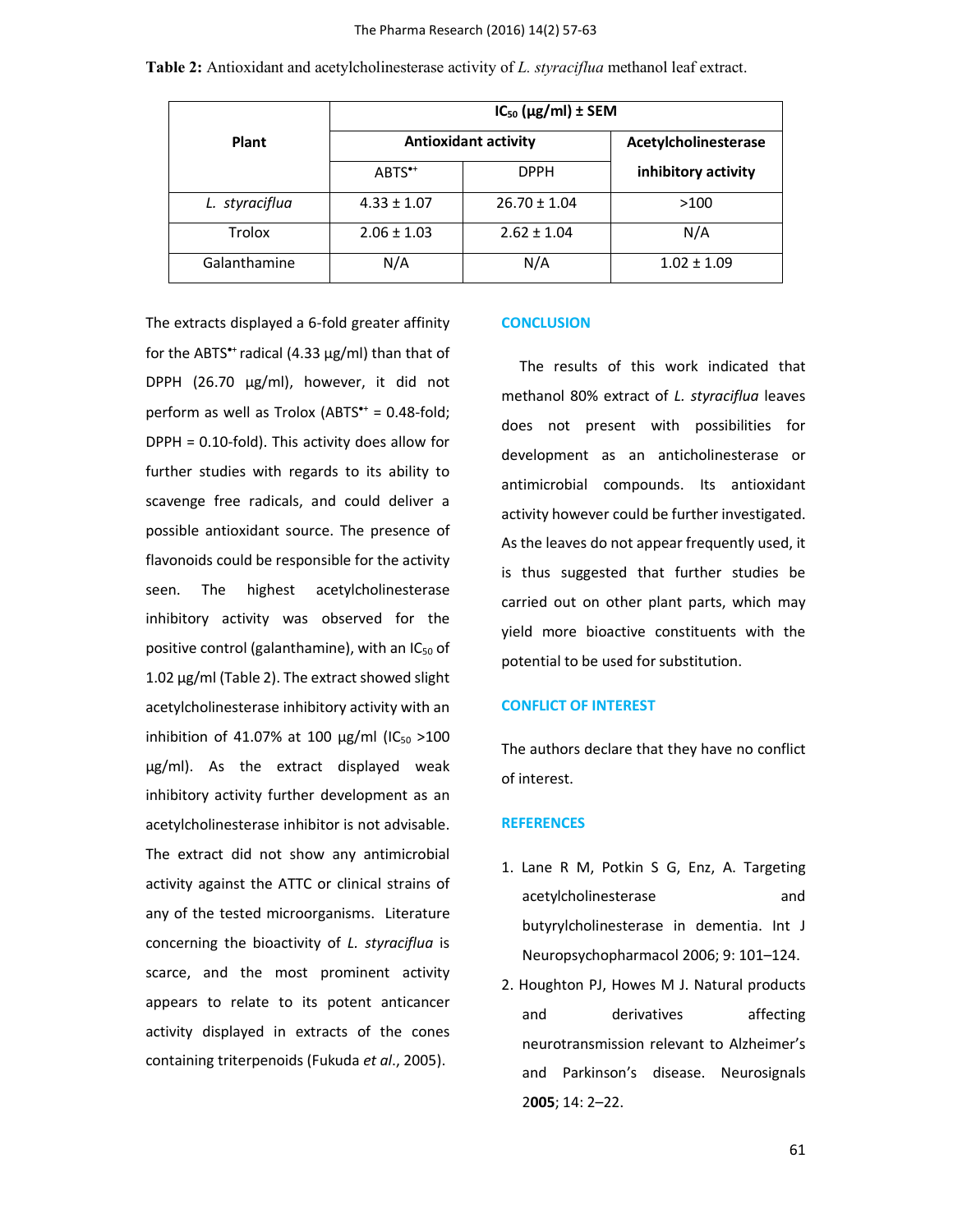**Table 2:** Antioxidant and acetylcholinesterase activity of *L. styraciflua* methanol leaf extract.

| Plant | $IC_{50}$ (µg/ml) ± SEM | | |
|---|---|---|---|
| | Antioxidant activity | | Acetylcholinesterase inhibitory activity |
| | $ABTS^{•+}$ | DPPH | |
| *L. styraciflua* | 4.33 ± 1.07 | 26.70 ± 1.04 | >100 |
| Trolox | 2.06 ± 1.03 | 2.62 ± 1.04 | N/A |
| Galanthamine | N/A | N/A | 1.02 ± 1.09 |

The extracts displayed a 6-fold greater affinity for the $ABTS^{•+}$ radical (4.33 µg/ml) than that of DPPH (26.70 µg/ml), however, it did not perform as well as Trolox ($ABTS^{•+}$ = 0.48-fold; DPPH = 0.10-fold). This activity does allow for further studies with regards to its ability to scavenge free radicals, and could deliver a possible antioxidant source. The presence of flavonoids could be responsible for the activity seen. The highest acetylcholinesterase inhibitory activity was observed for the positive control (galanthamine), with an $IC_{50}$ of 1.02 µg/ml (Table 2). The extract showed slight acetylcholinesterase inhibitory activity with an inhibition of 41.07% at 100 µg/ml ($IC_{50}$ >100 µg/ml). As the extract displayed weak inhibitory activity further development as an acetylcholinesterase inhibitor is not advisable. The extract did not show any antimicrobial activity against the ATTC or clinical strains of any of the tested microorganisms. Literature concerning the bioactivity of *L. styraciflua* is scarce, and the most prominent activity appears to relate to its potent anticancer activity displayed in extracts of the cones containing triterpenoids (Fukuda *et al*., 2005).

## CONCLUSION

The results of this work indicated that methanol 80% extract of *L. styraciflua* leaves does not present with possibilities for development as an anticholinesterase or antimicrobial compounds. Its antioxidant activity however could be further investigated. As the leaves do not appear frequently used, it is thus suggested that further studies be carried out on other plant parts, which may yield more bioactive constituents with the potential to be used for substitution.

## CONFLICT OF INTEREST

The authors declare that they have no conflict of interest.

## REFERENCES

1. Lane R M, Potkin S G, Enz, A. Targeting acetylcholinesterase and butyrylcholinesterase in dementia. Int J Neuropsychopharmacol 2006; 9: 101–124.
2. Houghton PJ, Howes M J. Natural products and derivatives affecting neurotransmission relevant to Alzheimer's and Parkinson's disease. Neurosignals 2**005**; 14: 2–22.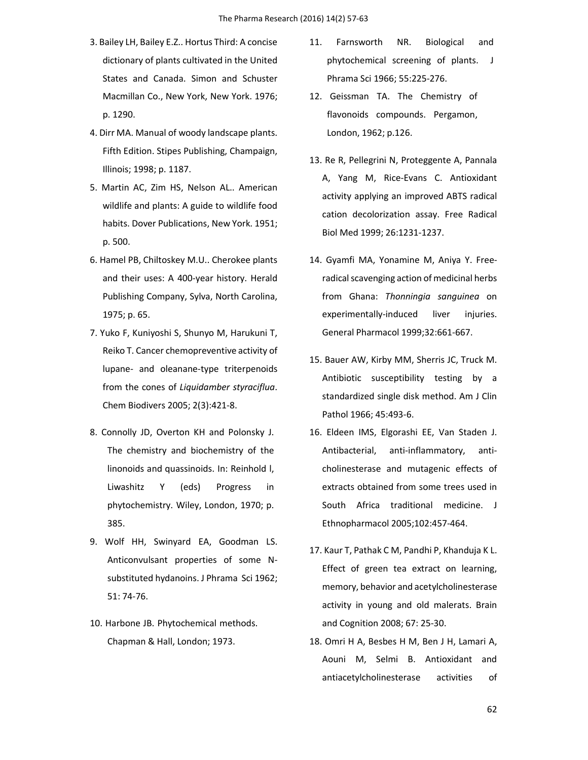3. Bailey LH, Bailey E.Z.. Hortus Third: A concise dictionary of plants cultivated in the United States and Canada. Simon and Schuster Macmillan Co., New York, New York. 1976; p. 1290.

4. Dirr MA. Manual of woody landscape plants. Fifth Edition. Stipes Publishing, Champaign, Illinois; 1998; p. 1187.

5. Martin AC, Zim HS, Nelson AL.. American wildlife and plants: A guide to wildlife food habits. Dover Publications, New York. 1951; p. 500.

6. Hamel PB, Chiltoskey M.U.. Cherokee plants and their uses: A 400-year history. Herald Publishing Company, Sylva, North Carolina, 1975; p. 65.

7. Yuko F, Kuniyoshi S, Shunyo M, Harukuni T, Reiko T. Cancer chemopreventive activity of lupane- and oleanane-type triterpenoids from the cones of *Liquidamber styraciflua*. Chem Biodivers 2005; 2(3):421-8.

8. Connolly JD, Overton KH and Polonsky J. The chemistry and biochemistry of the linonoids and quassinoids. In: Reinhold l, Liwashitz Y (eds) Progress in phytochemistry. Wiley, London, 1970; p. 385.

9. Wolf HH, Swinyard EA, Goodman LS. Anticonvulsant properties of some N-substituted hydanoins. J Phrama Sci 1962; 51: 74-76.

10. Harbone JB. Phytochemical methods. Chapman & Hall, London; 1973.

11. Farnsworth NR. Biological and phytochemical screening of plants. J Phrama Sci 1966; 55:225-276.

12. Geissman TA. The Chemistry of flavonoids compounds. Pergamon, London, 1962; p.126.

13. Re R, Pellegrini N, Proteggente A, Pannala A, Yang M, Rice-Evans C. Antioxidant activity applying an improved ABTS radical cation decolorization assay. Free Radical Biol Med 1999; 26:1231-1237.

14. Gyamfi MA, Yonamine M, Aniya Y. Free-radical scavenging action of medicinal herbs from Ghana: *Thonningia sanguinea* on experimentally-induced liver injuries. General Pharmacol 1999;32:661-667.

15. Bauer AW, Kirby MM, Sherris JC, Truck M. Antibiotic susceptibility testing by a standardized single disk method. Am J Clin Pathol 1966; 45:493-6.

16. Eldeen IMS, Elgorashi EE, Van Staden J. Antibacterial, anti-inflammatory, anti-cholinesterase and mutagenic effects of extracts obtained from some trees used in South Africa traditional medicine. J Ethnopharmacol 2005;102:457-464.

17. Kaur T, Pathak C M, Pandhi P, Khanduja K L. Effect of green tea extract on learning, memory, behavior and acetylcholinesterase activity in young and old malerats. Brain and Cognition 2008; 67: 25-30.

18. Omri H A, Besbes H M, Ben J H, Lamari A, Aouni M, Selmi B. Antioxidant and antiacetylcholinesterase activities of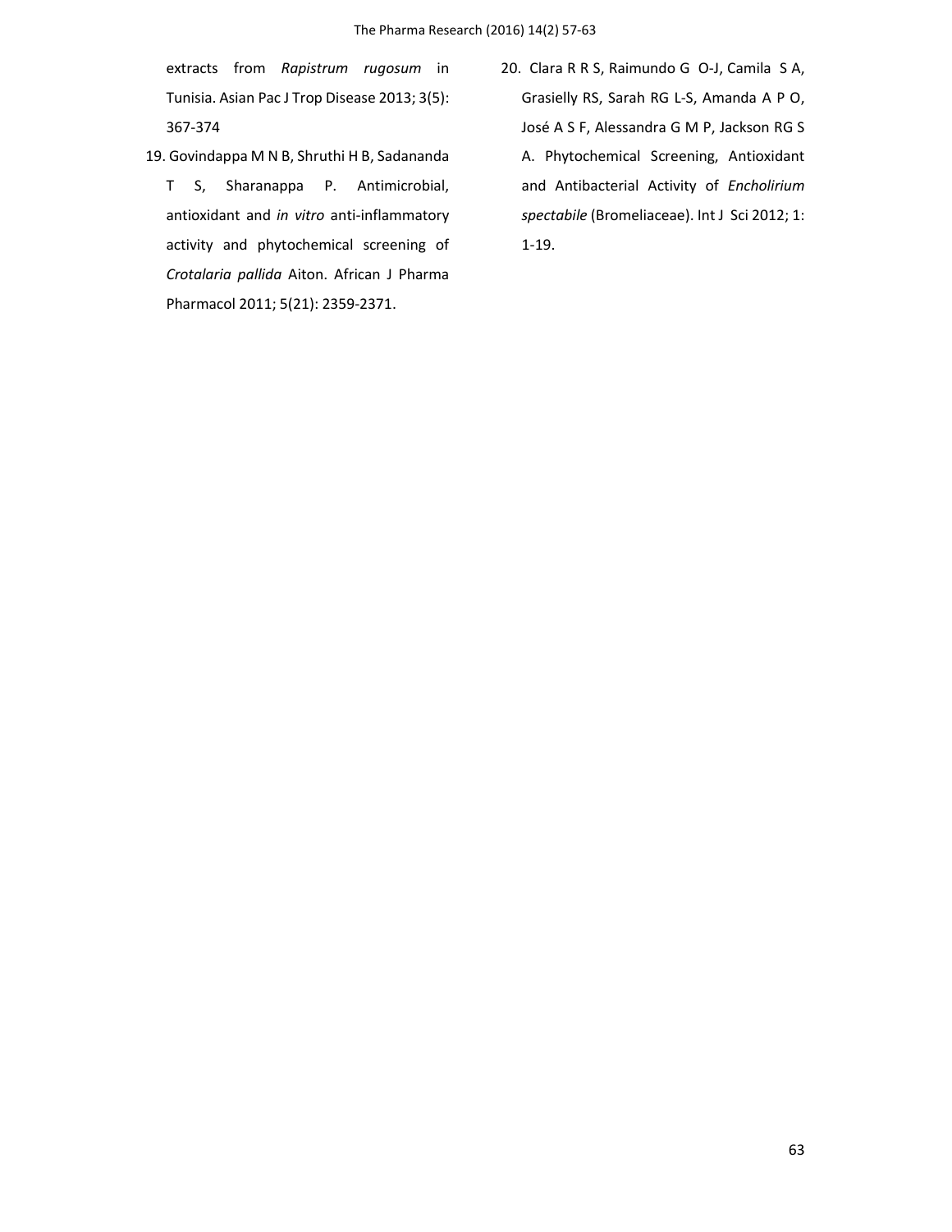extracts from *Rapistrum rugosum* in Tunisia. Asian Pac J Trop Disease 2013; 3(5): 367-374

19. Govindappa M N B, Shruthi H B, Sadananda T S, Sharanappa P. Antimicrobial, antioxidant and *in vitro* anti-inflammatory activity and phytochemical screening of *Crotalaria pallida* Aiton. African J Pharma Pharmacol 2011; 5(21): 2359-2371.

20. Clara R R S, Raimundo G O-J, Camila S A, Grasielly RS, Sarah RG L-S, Amanda A P O, José A S F, Alessandra G M P, Jackson RG S A. Phytochemical Screening, Antioxidant and Antibacterial Activity of *Encholirium spectabile* (Bromeliaceae). Int J Sci 2012; 1: 1-19.